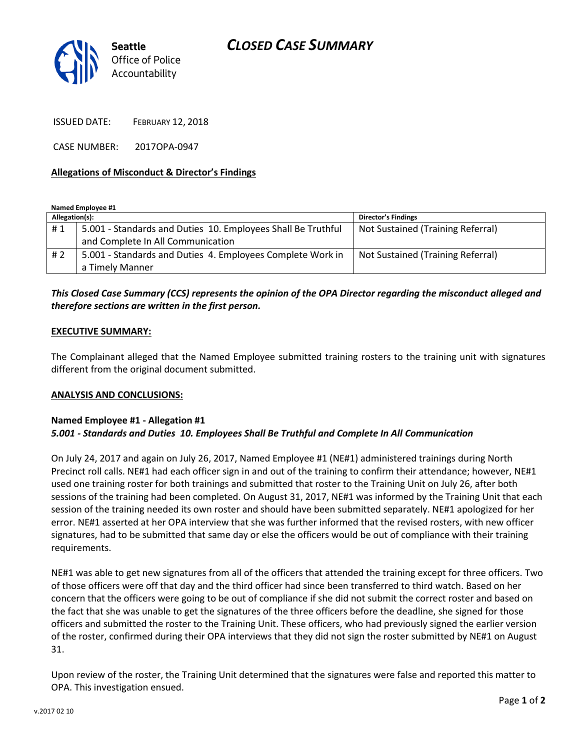Seattle Office of Police Accountability

# CLOSED CASE SUMMARY

ISSUED DATE: FEBRUARY 12, 2018

CASE NUMBER: 2017OPA-0947

**Allegations of Misconduct & Director's Findings**

**Named Employee #1**

| Allegation(s): | | Director's Findings |
|---|---|---|
| # 1 | 5.001 - Standards and Duties 10. Employees Shall Be Truthful and Complete In All Communication | Not Sustained (Training Referral) |
| # 2 | 5.001 - Standards and Duties 4. Employees Complete Work in a Timely Manner | Not Sustained (Training Referral) |

***This Closed Case Summary (CCS) represents the opinion of the OPA Director regarding the misconduct alleged and therefore sections are written in the first person.***

**EXECUTIVE SUMMARY:**

The Complainant alleged that the Named Employee submitted training rosters to the training unit with signatures different from the original document submitted.

**ANALYSIS AND CONCLUSIONS:**

**Named Employee #1 - Allegation #1**
***5.001 - Standards and Duties 10. Employees Shall Be Truthful and Complete In All Communication***

On July 24, 2017 and again on July 26, 2017, Named Employee #1 (NE#1) administered trainings during North Precinct roll calls. NE#1 had each officer sign in and out of the training to confirm their attendance; however, NE#1 used one training roster for both trainings and submitted that roster to the Training Unit on July 26, after both sessions of the training had been completed. On August 31, 2017, NE#1 was informed by the Training Unit that each session of the training needed its own roster and should have been submitted separately. NE#1 apologized for her error. NE#1 asserted at her OPA interview that she was further informed that the revised rosters, with new officer signatures, had to be submitted that same day or else the officers would be out of compliance with their training requirements.

NE#1 was able to get new signatures from all of the officers that attended the training except for three officers. Two of those officers were off that day and the third officer had since been transferred to third watch. Based on her concern that the officers were going to be out of compliance if she did not submit the correct roster and based on the fact that she was unable to get the signatures of the three officers before the deadline, she signed for those officers and submitted the roster to the Training Unit. These officers, who had previously signed the earlier version of the roster, confirmed during their OPA interviews that they did not sign the roster submitted by NE#1 on August 31.

Upon review of the roster, the Training Unit determined that the signatures were false and reported this matter to OPA. This investigation ensued.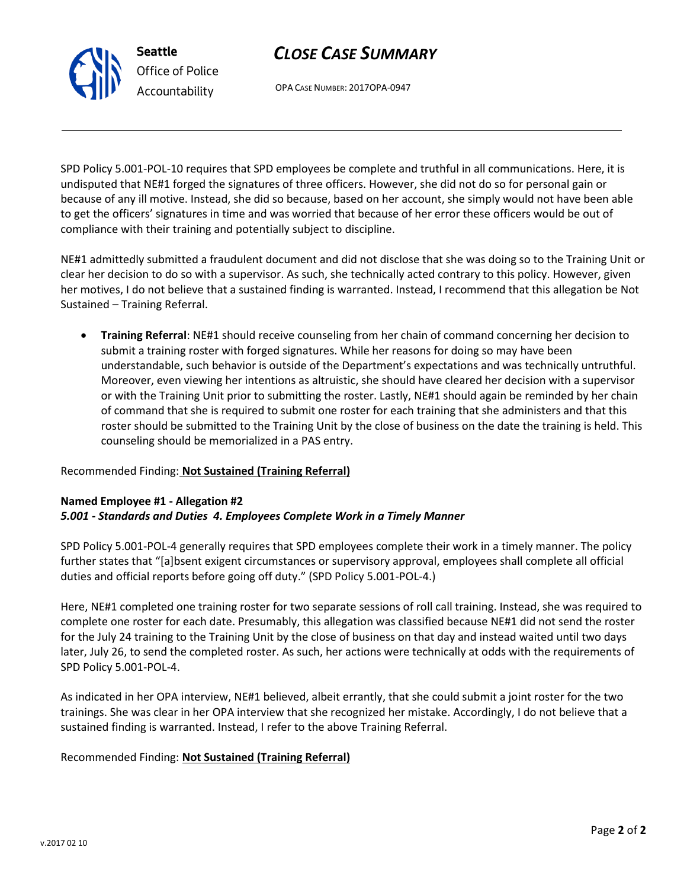SPD Policy 5.001-POL-10 requires that SPD employees be complete and truthful in all communications. Here, it is undisputed that NE#1 forged the signatures of three officers. However, she did not do so for personal gain or because of any ill motive. Instead, she did so because, based on her account, she simply would not have been able to get the officers' signatures in time and was worried that because of her error these officers would be out of compliance with their training and potentially subject to discipline.

NE#1 admittedly submitted a fraudulent document and did not disclose that she was doing so to the Training Unit or clear her decision to do so with a supervisor. As such, she technically acted contrary to this policy. However, given her motives, I do not believe that a sustained finding is warranted. Instead, I recommend that this allegation be Not Sustained – Training Referral.

- **Training Referral**: NE#1 should receive counseling from her chain of command concerning her decision to submit a training roster with forged signatures. While her reasons for doing so may have been understandable, such behavior is outside of the Department's expectations and was technically untruthful. Moreover, even viewing her intentions as altruistic, she should have cleared her decision with a supervisor or with the Training Unit prior to submitting the roster. Lastly, NE#1 should again be reminded by her chain of command that she is required to submit one roster for each training that she administers and that this roster should be submitted to the Training Unit by the close of business on the date the training is held. This counseling should be memorialized in a PAS entry.

Recommended Finding: **Not Sustained (Training Referral)**

**Named Employee #1 - Allegation #2**
***5.001 - Standards and Duties 4. Employees Complete Work in a Timely Manner***

SPD Policy 5.001-POL-4 generally requires that SPD employees complete their work in a timely manner. The policy further states that "[a]bsent exigent circumstances or supervisory approval, employees shall complete all official duties and official reports before going off duty." (SPD Policy 5.001-POL-4.)

Here, NE#1 completed one training roster for two separate sessions of roll call training. Instead, she was required to complete one roster for each date. Presumably, this allegation was classified because NE#1 did not send the roster for the July 24 training to the Training Unit by the close of business on that day and instead waited until two days later, July 26, to send the completed roster. As such, her actions were technically at odds with the requirements of SPD Policy 5.001-POL-4.

As indicated in her OPA interview, NE#1 believed, albeit errantly, that she could submit a joint roster for the two trainings. She was clear in her OPA interview that she recognized her mistake. Accordingly, I do not believe that a sustained finding is warranted. Instead, I refer to the above Training Referral.

Recommended Finding: **Not Sustained (Training Referral)**